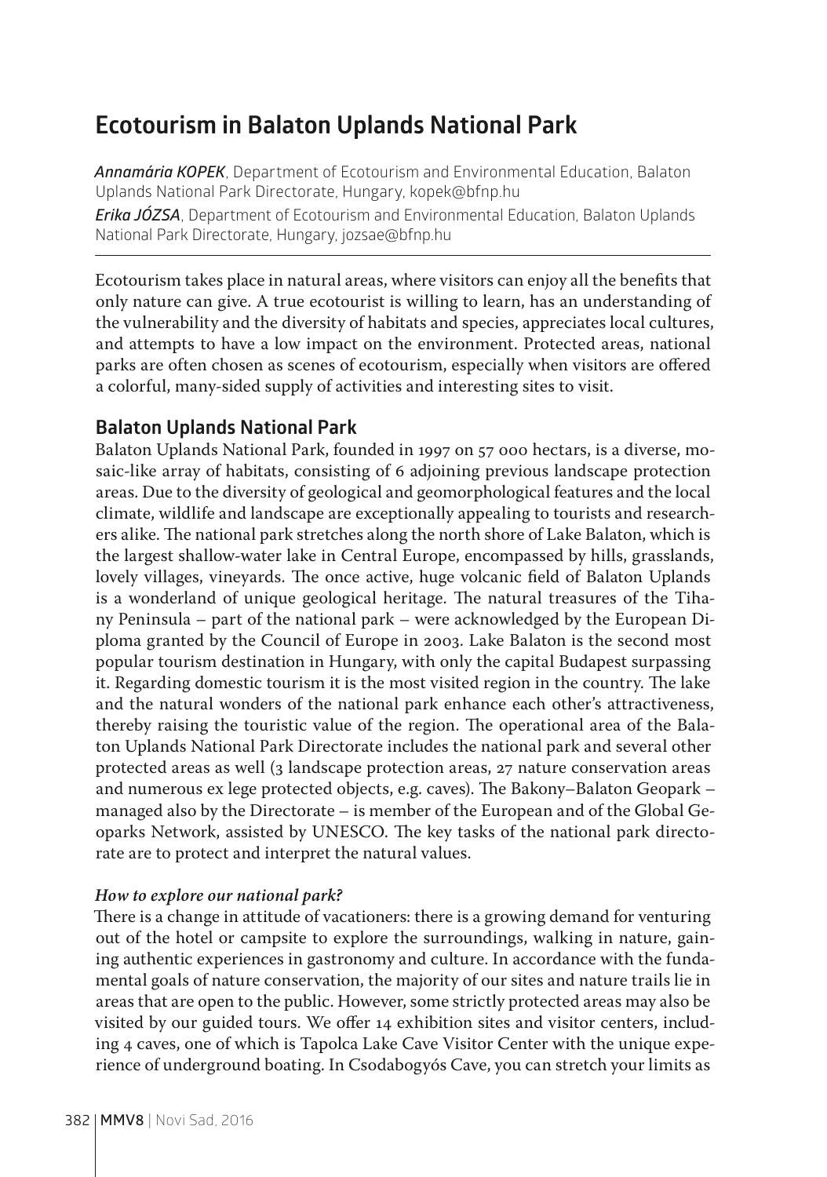# Ecotourism in Balaton Uplands National Park

***Annamária KOPEK***, Department of Ecotourism and Environmental Education, Balaton Uplands National Park Directorate, Hungary, kopek@bfnp.hu

***Erika JÓZSA***, Department of Ecotourism and Environmental Education, Balaton Uplands National Park Directorate, Hungary, jozsae@bfnp.hu

---

Ecotourism takes place in natural areas, where visitors can enjoy all the benefits that only nature can give. A true ecotourist is willing to learn, has an understanding of the vulnerability and the diversity of habitats and species, appreciates local cultures, and attempts to have a low impact on the environment. Protected areas, national parks are often chosen as scenes of ecotourism, especially when visitors are offered a colorful, many-sided supply of activities and interesting sites to visit.

## Balaton Uplands National Park

Balaton Uplands National Park, founded in 1997 on 57 000 hectares, is a diverse, mosaic-like array of habitats, consisting of 6 adjoining previous landscape protection areas. Due to the diversity of geological and geomorphological features and the local climate, wildlife and landscape are exceptionally appealing to tourists and researchers alike. The national park stretches along the north shore of Lake Balaton, which is the largest shallow-water lake in Central Europe, encompassed by hills, grasslands, lovely villages, vineyards. The once active, huge volcanic field of Balaton Uplands is a wonderland of unique geological heritage. The natural treasures of the Tihany Peninsula – part of the national park – were acknowledged by the European Diploma granted by the Council of Europe in 2003. Lake Balaton is the second most popular tourism destination in Hungary, with only the capital Budapest surpassing it. Regarding domestic tourism it is the most visited region in the country. The lake and the natural wonders of the national park enhance each other's attractiveness, thereby raising the touristic value of the region. The operational area of the Balaton Uplands National Park Directorate includes the national park and several other protected areas as well (3 landscape protection areas, 27 nature conservation areas and numerous ex lege protected objects, e.g. caves). The Bakony–Balaton Geopark – managed also by the Directorate – is member of the European and of the Global Geoparks Network, assisted by UNESCO. The key tasks of the national park directorate are to protect and interpret the natural values.

### *How to explore our national park?*

There is a change in attitude of vacationers: there is a growing demand for venturing out of the hotel or campsite to explore the surroundings, walking in nature, gaining authentic experiences in gastronomy and culture. In accordance with the fundamental goals of nature conservation, the majority of our sites and nature trails lie in areas that are open to the public. However, some strictly protected areas may also be visited by our guided tours. We offer 14 exhibition sites and visitor centers, including 4 caves, one of which is Tapolca Lake Cave Visitor Center with the unique experience of underground boating. In Csodabogyós Cave, you can stretch your limits as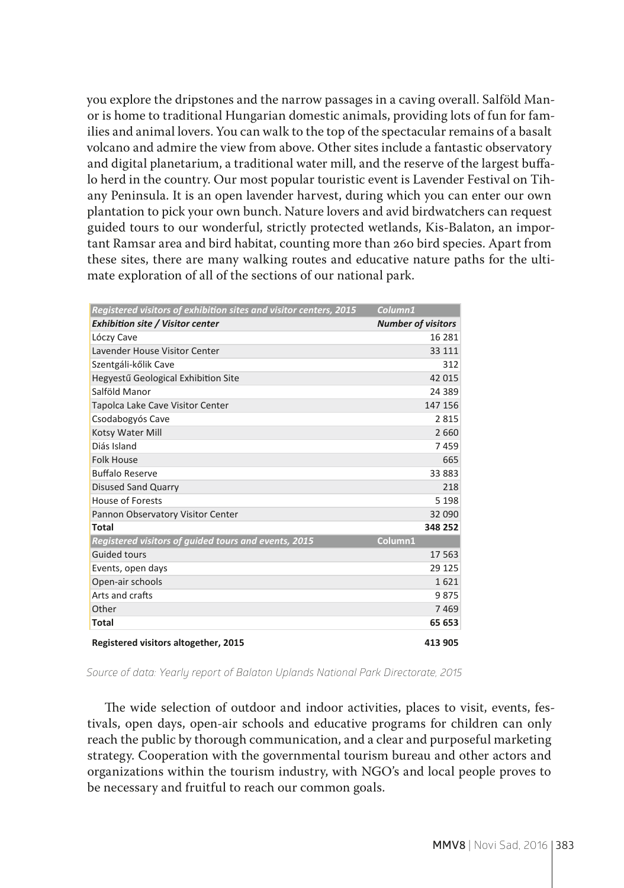you explore the dripstones and the narrow passages in a caving overall. Salföld Manor is home to traditional Hungarian domestic animals, providing lots of fun for families and animal lovers. You can walk to the top of the spectacular remains of a basalt volcano and admire the view from above. Other sites include a fantastic observatory and digital planetarium, a traditional water mill, and the reserve of the largest buffalo herd in the country. Our most popular touristic event is Lavender Festival on Tihany Peninsula. It is an open lavender harvest, during which you can enter our own plantation to pick your own bunch. Nature lovers and avid birdwatchers can request guided tours to our wonderful, strictly protected wetlands, Kis-Balaton, an important Ramsar area and bird habitat, counting more than 260 bird species. Apart from these sites, there are many walking routes and educative nature paths for the ultimate exploration of all of the sections of our national park.

| *Registered visitors of exhibition sites and visitor centers, 2015* | *Column1* |
|---|---|
| ***Exhibition site / Visitor center*** | ***Number of visitors*** |
| Lóczy Cave | 16 281 |
| Lavender House Visitor Center | 33 111 |
| Szentgáli-kőlik Cave | 312 |
| Hegyestű Geological Exhibition Site | 42 015 |
| Salföld Manor | 24 389 |
| Tapolca Lake Cave Visitor Center | 147 156 |
| Csodabogyós Cave | 2 815 |
| Kotsy Water Mill | 2 660 |
| Diás Island | 7 459 |
| Folk House | 665 |
| Buffalo Reserve | 33 883 |
| Disused Sand Quarry | 218 |
| House of Forests | 5 198 |
| Pannon Observatory Visitor Center | 32 090 |
| **Total** | **348 252** |
| *Registered visitors of guided tours and events, 2015* | Column1 |
| Guided tours | 17 563 |
| Events, open days | 29 125 |
| Open-air schools | 1 621 |
| Arts and crafts | 9 875 |
| Other | 7 469 |
| **Total** | **65 653** |
| **Registered visitors altogether, 2015** | **413 905** |

*Source of data: Yearly report of Balaton Uplands National Park Directorate, 2015*

The wide selection of outdoor and indoor activities, places to visit, events, festivals, open days, open-air schools and educative programs for children can only reach the public by thorough communication, and a clear and purposeful marketing strategy. Cooperation with the governmental tourism bureau and other actors and organizations within the tourism industry, with NGO's and local people proves to be necessary and fruitful to reach our common goals.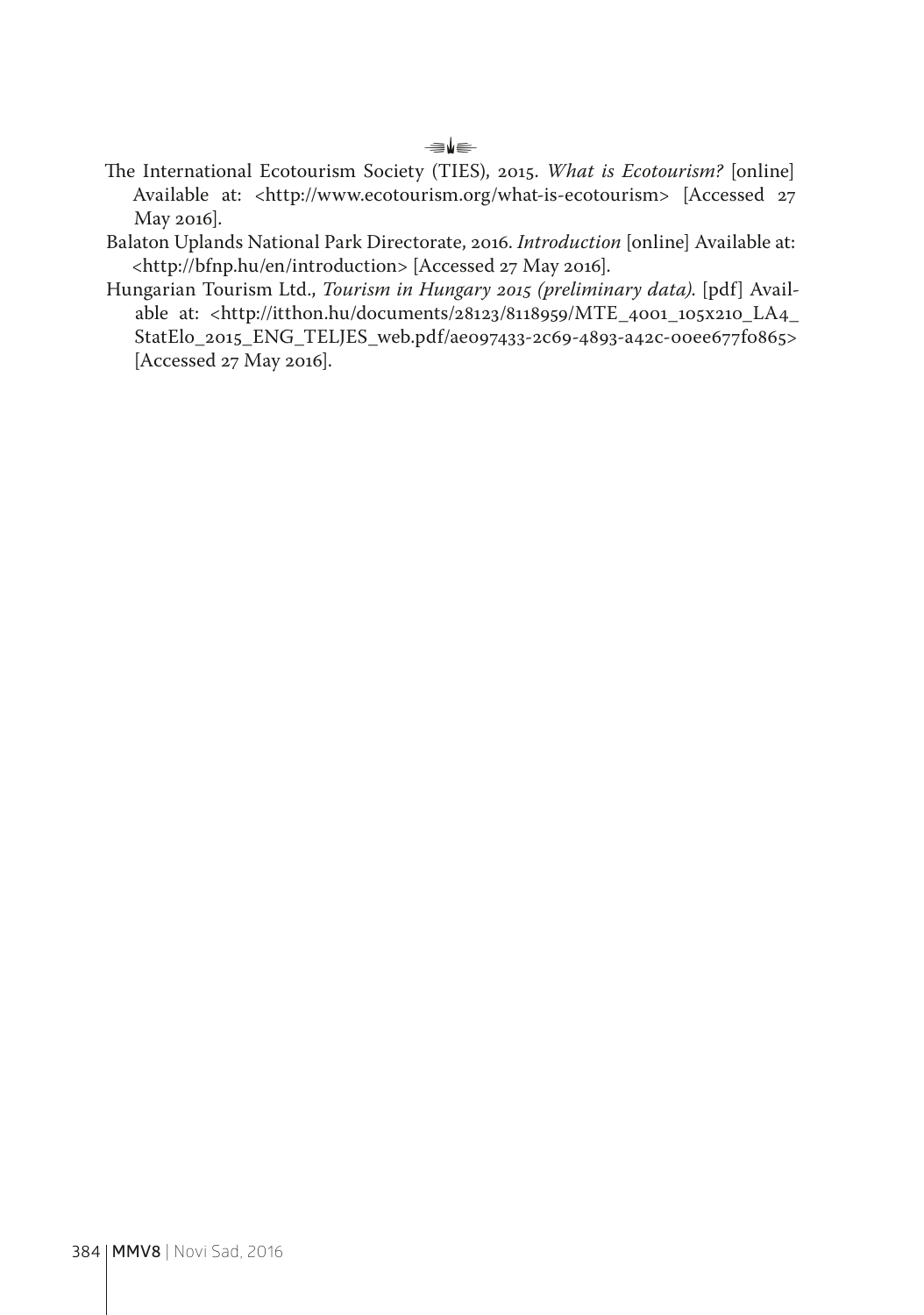The International Ecotourism Society (TIES), 2015. *What is Ecotourism?* [online] Available at: <http://www.ecotourism.org/what-is-ecotourism> [Accessed 27 May 2016].

Balaton Uplands National Park Directorate, 2016. *Introduction* [online] Available at: <http://bfnp.hu/en/introduction> [Accessed 27 May 2016].

Hungarian Tourism Ltd., *Tourism in Hungary 2015 (preliminary data)*. [pdf] Available at: <http://itthon.hu/documents/28123/8118959/MTE_4001_105x210_LA4_StatElo_2015_ENG_TELJES_web.pdf/ae097433-2c69-4893-a42c-00ee677f0865> [Accessed 27 May 2016].